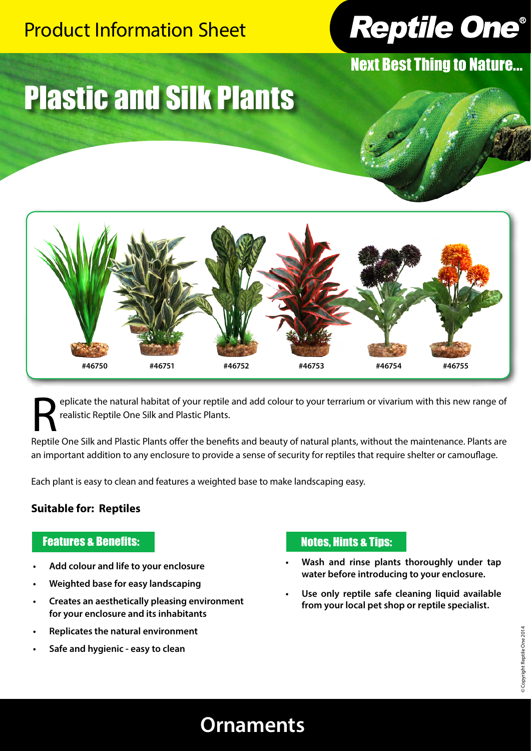Product Information Sheet

# Reptile One®

Next Best Thing to Nature...

# Plastic and Silk Plants

#46750 #46751 #46752 #46753 #46754 #46755

Replicate the natural habitat of your reptile and add colour to your terrarium or vivarium with this new range of realistic Reptile One Silk and Plastic Plants.

Reptile One Silk and Plastic Plants offer the benefits and beauty of natural plants, without the maintenance. Plants are an important addition to any enclosure to provide a sense of security for reptiles that require shelter or camouflage.

Each plant is easy to clean and features a weighted base to make landscaping easy.

**Suitable for: Reptiles**

## Features & Benefits:

- **Add colour and life to your enclosure**
- **Weighted base for easy landscaping**
- **Creates an aesthetically pleasing environment for your enclosure and its inhabitants**
- **Replicates the natural environment**
- **Safe and hygienic - easy to clean**

## Notes, Hints & Tips:

- **Wash and rinse plants thoroughly under tap water before introducing to your enclosure.**
- **Use only reptile safe cleaning liquid available from your local pet shop or reptile specialist.**

© Copyright Reptile One 2014

## Ornaments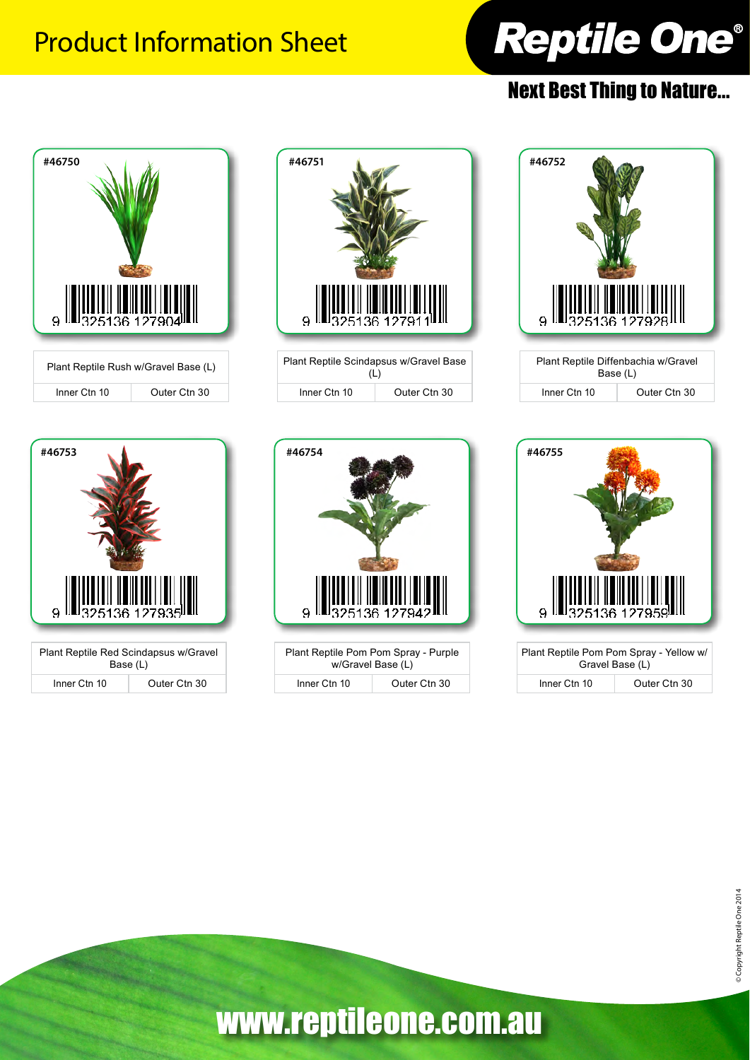# Product Information Sheet

**Reptile One®**

Next Best Thing to Nature...

**#46750**

9 325136 127904

| Plant Reptile Rush w/Gravel Base (L) | |
|---|---|
| Inner Ctn 10 | Outer Ctn 30 |

**#46751**

9 325136 127911

| Plant Reptile Scindapsus w/Gravel Base (L) | |
|---|---|
| Inner Ctn 10 | Outer Ctn 30 |

**#46752**

9 325136 127928

| Plant Reptile Diffenbachia w/Gravel Base (L) | |
|---|---|
| Inner Ctn 10 | Outer Ctn 30 |

**#46753**

9 325136 127935

| Plant Reptile Red Scindapsus w/Gravel Base (L) | |
|---|---|
| Inner Ctn 10 | Outer Ctn 30 |

**#46754**

9 325136 127942

| Plant Reptile Pom Pom Spray - Purple w/Gravel Base (L) | |
|---|---|
| Inner Ctn 10 | Outer Ctn 30 |

**#46755**

9 325136 127959

| Plant Reptile Pom Pom Spray - Yellow w/ Gravel Base (L) | |
|---|---|
| Inner Ctn 10 | Outer Ctn 30 |

© Copyright Reptile One 2014

www.reptileone.com.au